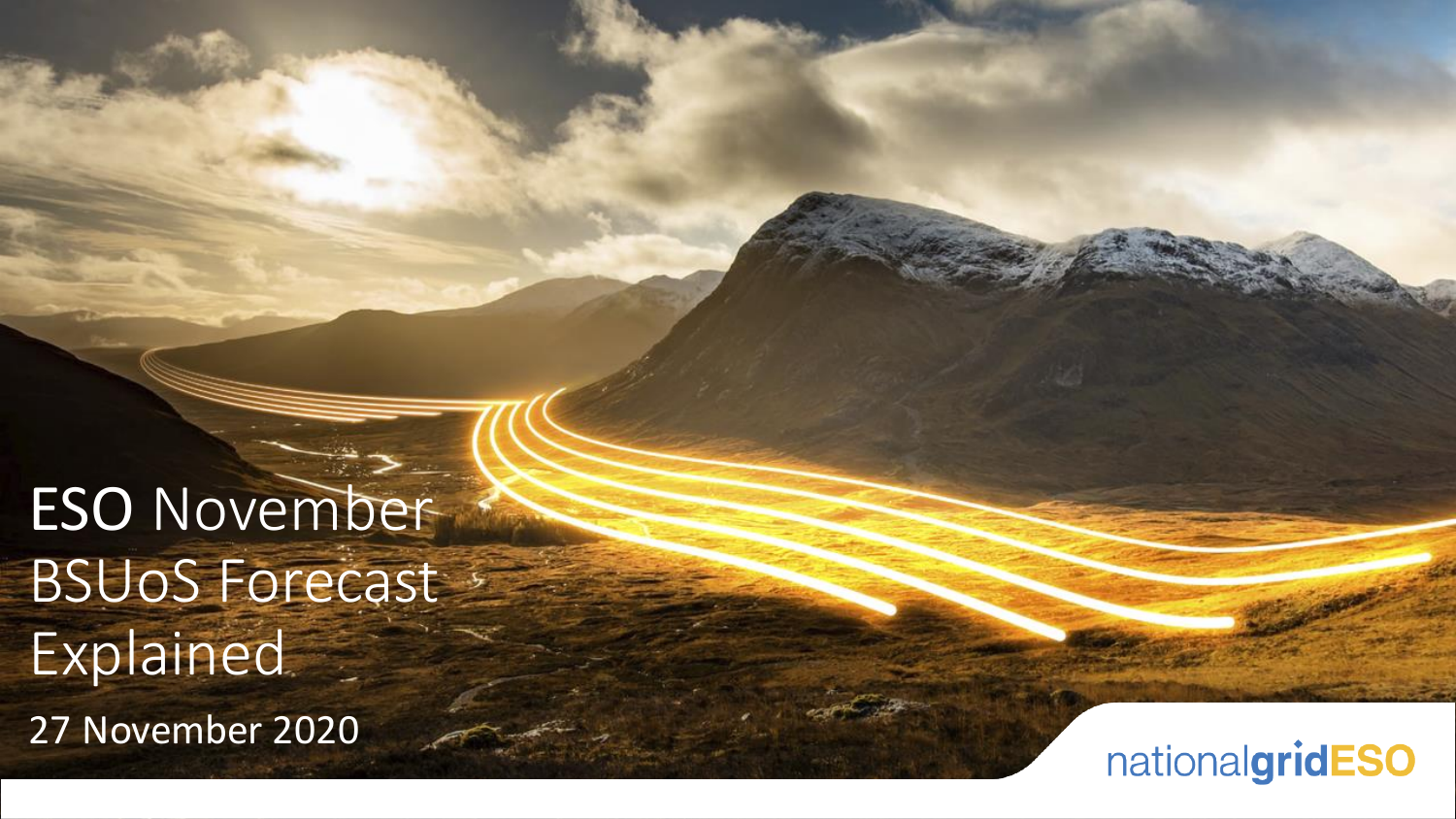# ESO November BSUoS Forecast Explained

27 November 2020

nationalgridESO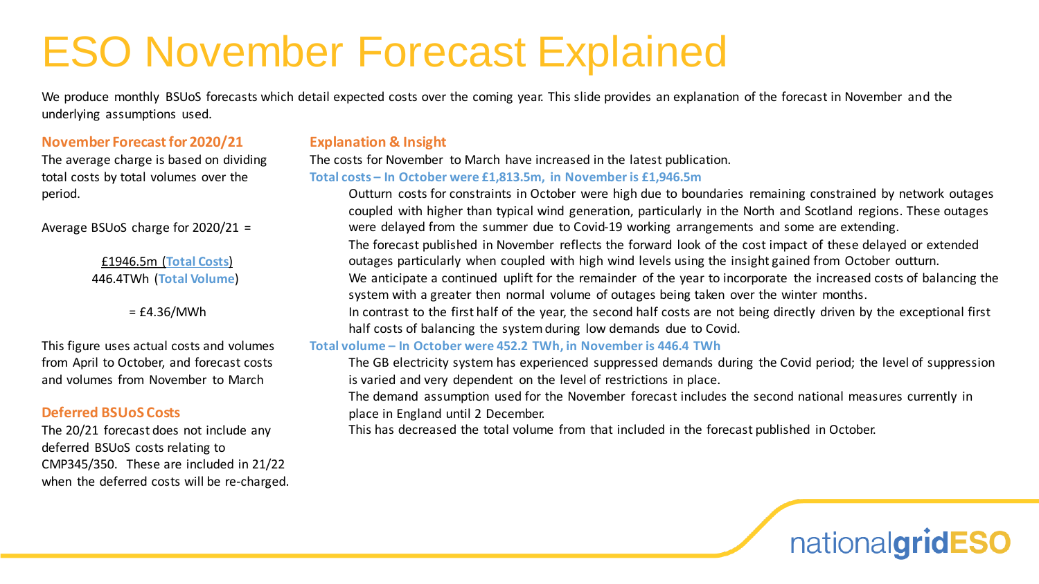# ESO November Forecast Explained

We produce monthly BSUoS forecasts which detail expected costs over the coming year. This slide provides an explanation of the forecast in November and the underlying assumptions used.

### November Forecast for 2020/21

The average charge is based on dividing total costs by total volumes over the period.

Average BSUoS charge for 2020/21 =

$$\frac{£1946.5\text{m (Total Costs)}}{446.4\text{TWh (Total Volume)}} = £4.36/\text{MWh}$$

This figure uses actual costs and volumes from April to October, and forecast costs and volumes from November to March

### Deferred BSUoS Costs

The 20/21 forecast does not include any deferred BSUoS costs relating to CMP345/350. These are included in 21/22 when the deferred costs will be re-charged.

### Explanation & Insight

The costs for November to March have increased in the latest publication.

**Total costs – In October were £1,813.5m, in November is £1,946.5m**

- Outturn costs for constraints in October were high due to boundaries remaining constrained by network outages coupled with higher than typical wind generation, particularly in the North and Scotland regions. These outages were delayed from the summer due to Covid-19 working arrangements and some are extending.
- The forecast published in November reflects the forward look of the cost impact of these delayed or extended outages particularly when coupled with high wind levels using the insight gained from October outturn.
- We anticipate a continued uplift for the remainder of the year to incorporate the increased costs of balancing the system with a greater then normal volume of outages being taken over the winter months.
- In contrast to the first half of the year, the second half costs are not being directly driven by the exceptional first half costs of balancing the system during low demands due to Covid.

**Total volume – In October were 452.2 TWh, in November is 446.4 TWh**

- The GB electricity system has experienced suppressed demands during the Covid period; the level of suppression is varied and very dependent on the level of restrictions in place.
- The demand assumption used for the November forecast includes the second national measures currently in place in England until 2 December.
- This has decreased the total volume from that included in the forecast published in October.